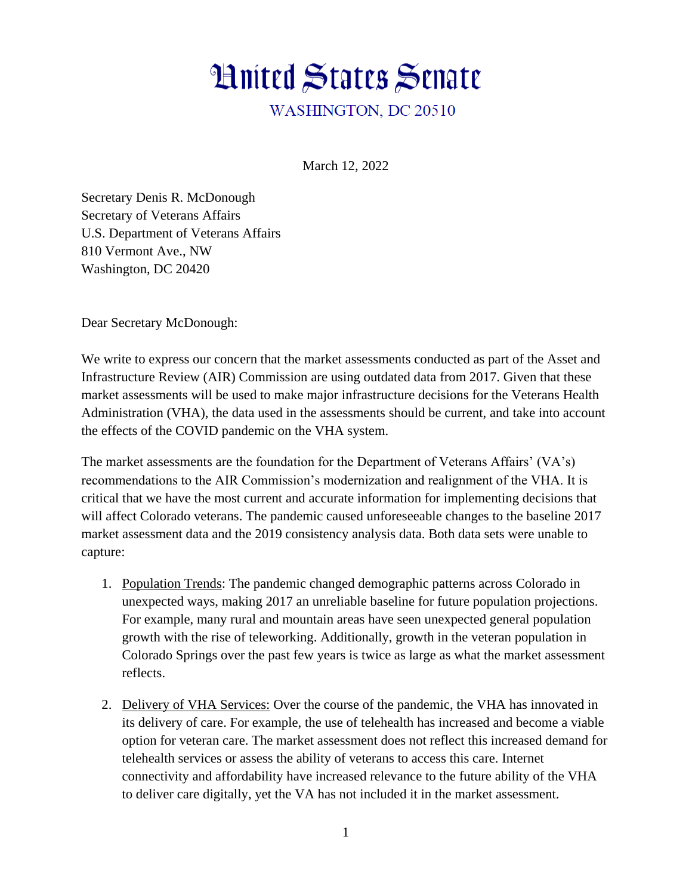# United States Senate

WASHINGTON, DC 20510

March 12, 2022

Secretary Denis R. McDonough
Secretary of Veterans Affairs
U.S. Department of Veterans Affairs
810 Vermont Ave., NW
Washington, DC 20420

Dear Secretary McDonough:

We write to express our concern that the market assessments conducted as part of the Asset and Infrastructure Review (AIR) Commission are using outdated data from 2017. Given that these market assessments will be used to make major infrastructure decisions for the Veterans Health Administration (VHA), the data used in the assessments should be current, and take into account the effects of the COVID pandemic on the VHA system.

The market assessments are the foundation for the Department of Veterans Affairs' (VA's) recommendations to the AIR Commission's modernization and realignment of the VHA. It is critical that we have the most current and accurate information for implementing decisions that will affect Colorado veterans. The pandemic caused unforeseeable changes to the baseline 2017 market assessment data and the 2019 consistency analysis data. Both data sets were unable to capture:

1. Population Trends: The pandemic changed demographic patterns across Colorado in unexpected ways, making 2017 an unreliable baseline for future population projections. For example, many rural and mountain areas have seen unexpected general population growth with the rise of teleworking. Additionally, growth in the veteran population in Colorado Springs over the past few years is twice as large as what the market assessment reflects.

2. Delivery of VHA Services: Over the course of the pandemic, the VHA has innovated in its delivery of care. For example, the use of telehealth has increased and become a viable option for veteran care. The market assessment does not reflect this increased demand for telehealth services or assess the ability of veterans to access this care. Internet connectivity and affordability have increased relevance to the future ability of the VHA to deliver care digitally, yet the VA has not included it in the market assessment.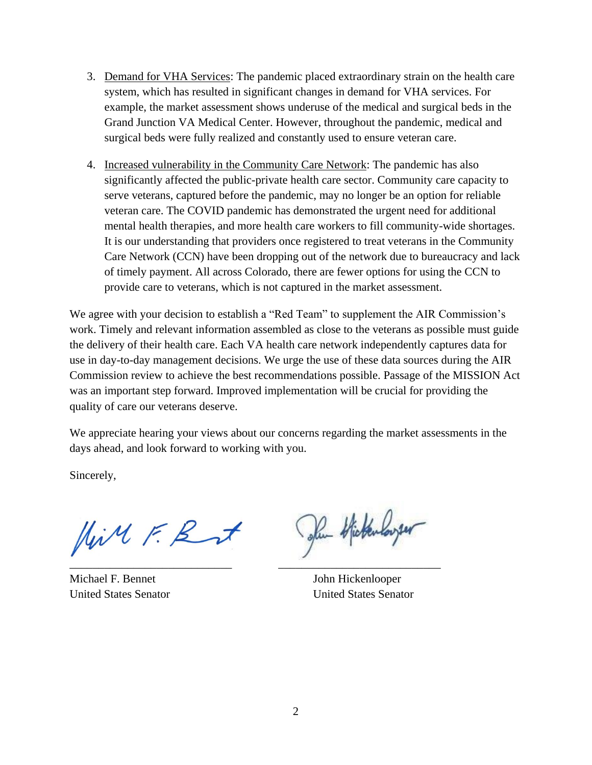3. <u>Demand for VHA Services</u>: The pandemic placed extraordinary strain on the health care system, which has resulted in significant changes in demand for VHA services. For example, the market assessment shows underuse of the medical and surgical beds in the Grand Junction VA Medical Center. However, throughout the pandemic, medical and surgical beds were fully realized and constantly used to ensure veteran care.

4. <u>Increased vulnerability in the Community Care Network</u>: The pandemic has also significantly affected the public-private health care sector. Community care capacity to serve veterans, captured before the pandemic, may no longer be an option for reliable veteran care. The COVID pandemic has demonstrated the urgent need for additional mental health therapies, and more health care workers to fill community-wide shortages. It is our understanding that providers once registered to treat veterans in the Community Care Network (CCN) have been dropping out of the network due to bureaucracy and lack of timely payment. All across Colorado, there are fewer options for using the CCN to provide care to veterans, which is not captured in the market assessment.

We agree with your decision to establish a "Red Team" to supplement the AIR Commission's work. Timely and relevant information assembled as close to the veterans as possible must guide the delivery of their health care. Each VA health care network independently captures data for use in day-to-day management decisions. We urge the use of these data sources during the AIR Commission review to achieve the best recommendations possible. Passage of the MISSION Act was an important step forward. Improved implementation will be crucial for providing the quality of care our veterans deserve.

We appreciate hearing your views about our concerns regarding the market assessments in the days ahead, and look forward to working with you.

Sincerely,

Michael F. Bennet
United States Senator

John Hickenlooper
United States Senator